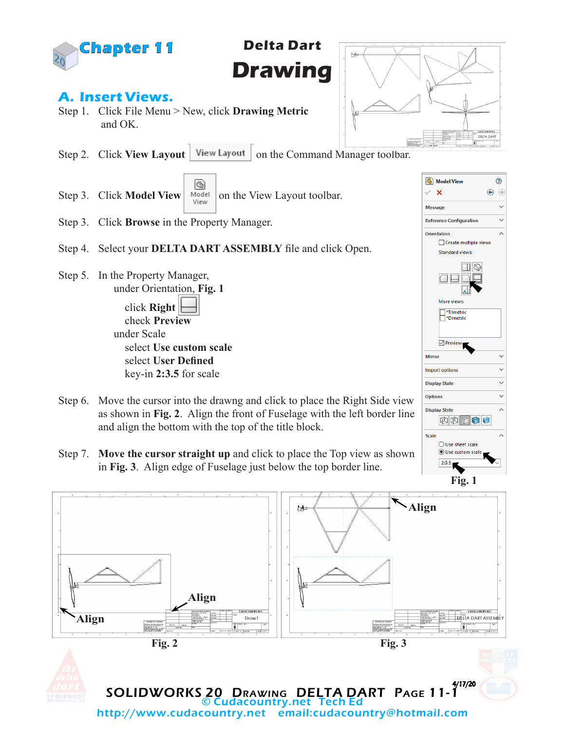# Chapter 11

## Delta Dart Drawing

## A. Insert Views.

Step 1. Click File Menu > New, click **Drawing Metric** and OK.

Step 2. Click **View Layout** on the Command Manager toolbar.

Step 3. Click **Model View** on the View Layout toolbar.

Step 3. Click **Browse** in the Property Manager.

Step 4. Select your **DELTA DART ASSEMBLY** file and click Open.

Step 5. In the Property Manager,
under Orientation, **Fig. 1**
click **Right**
check **Preview**
under Scale
select **Use custom scale**
select **User Defined**
key-in **2:3.5** for scale

Step 6. Move the cursor into the drawng and click to place the Right Side view as shown in **Fig. 2**. Align the front of Fuselage with the left border line and align the bottom with the top of the title block.

Step 7. **Move the cursor straight up** and click to place the Top view as shown in **Fig. 3**. Align edge of Fuselage just below the top border line.

Fig. 1

Fig. 2

Fig. 3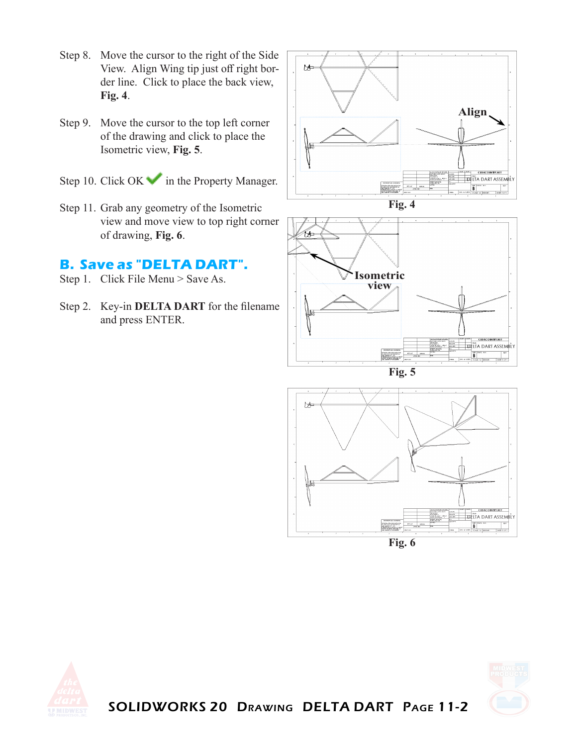Step 8. Move the cursor to the right of the Side View. Align Wing tip just off right border line. Click to place the back view, **Fig. 4**.

Step 9. Move the cursor to the top left corner of the drawing and click to place the Isometric view, **Fig. 5**.

Step 10. Click OK in the Property Manager.

Step 11. Grab any geometry of the Isometric view and move view to top right corner of drawing, **Fig. 6**.

Fig. 4

Fig. 5

Fig. 6

## B. Save as "DELTA DART".

Step 1. Click File Menu > Save As.

Step 2. Key-in **DELTA DART** for the filename and press ENTER.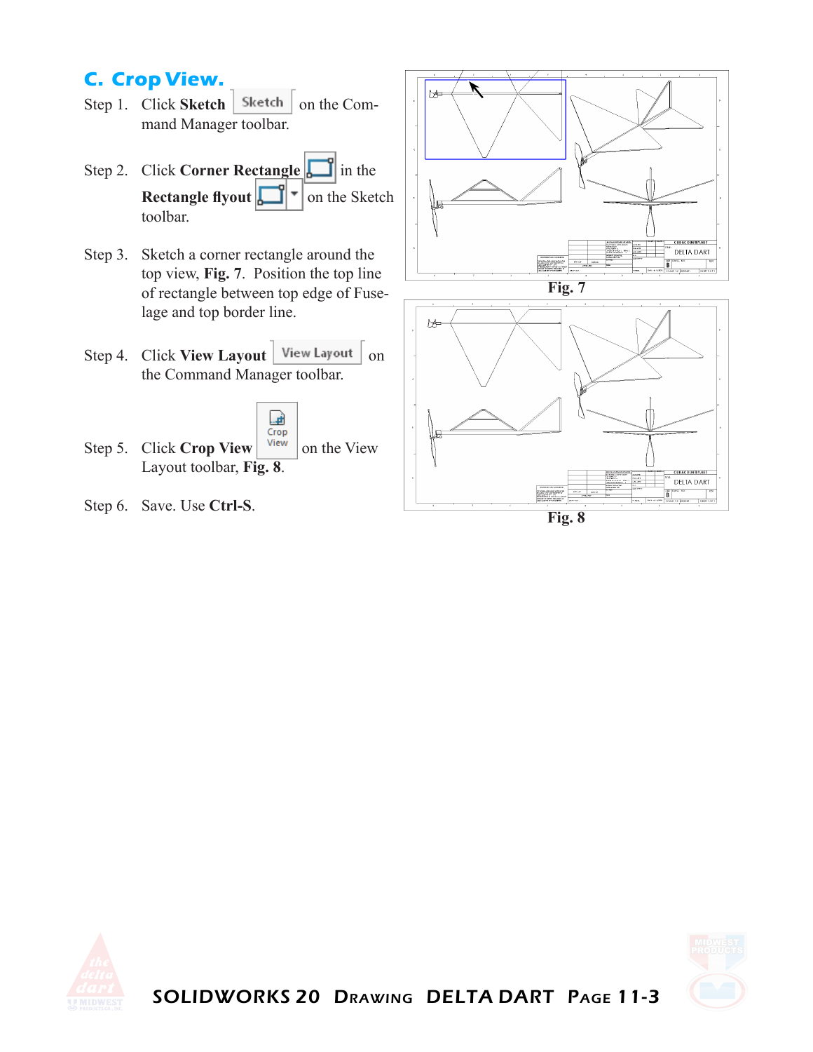## C. Crop View.

Step 1. Click **Sketch** on the Command Manager toolbar.

Step 2. Click **Corner Rectangle** in the **Rectangle flyout** on the Sketch toolbar.

Step 3. Sketch a corner rectangle around the top view, **Fig. 7**. Position the top line of rectangle between top edge of Fuselage and top border line.

Step 4. Click **View Layout** on the Command Manager toolbar.

Step 5. Click **Crop View** on the View Layout toolbar, **Fig. 8**.

Step 6. Save. Use **Ctrl-S**.

**Fig. 7**

**Fig. 8**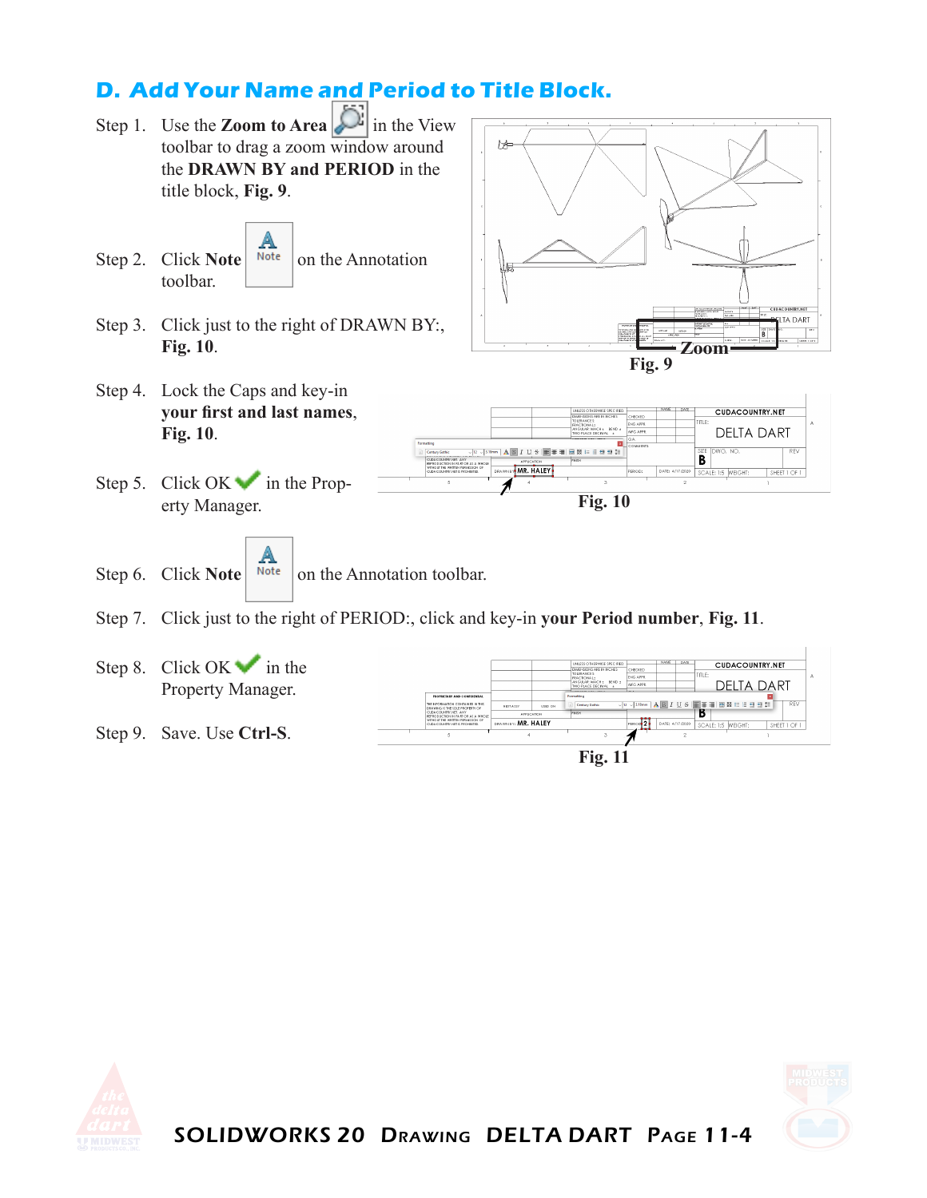## D. Add Your Name and Period to Title Block.

Step 1. Use the **Zoom to Area** in the View toolbar to drag a zoom window around the **DRAWN BY and PERIOD** in the title block, **Fig. 9**.

Step 2. Click **Note** on the Annotation toolbar.

Step 3. Click just to the right of DRAWN BY:, **Fig. 10**.

Step 4. Lock the Caps and key-in **your first and last names**, **Fig. 10**.

Step 5. Click OK in the Property Manager.

Step 6. Click **Note** on the Annotation toolbar.

Step 7. Click just to the right of PERIOD:, click and key-in **your Period number**, **Fig. 11**.

Step 8. Click OK in the Property Manager.

Step 9. Save. Use **Ctrl-S**.

Zoom

**Fig. 9**

**Fig. 10**

**Fig. 11**